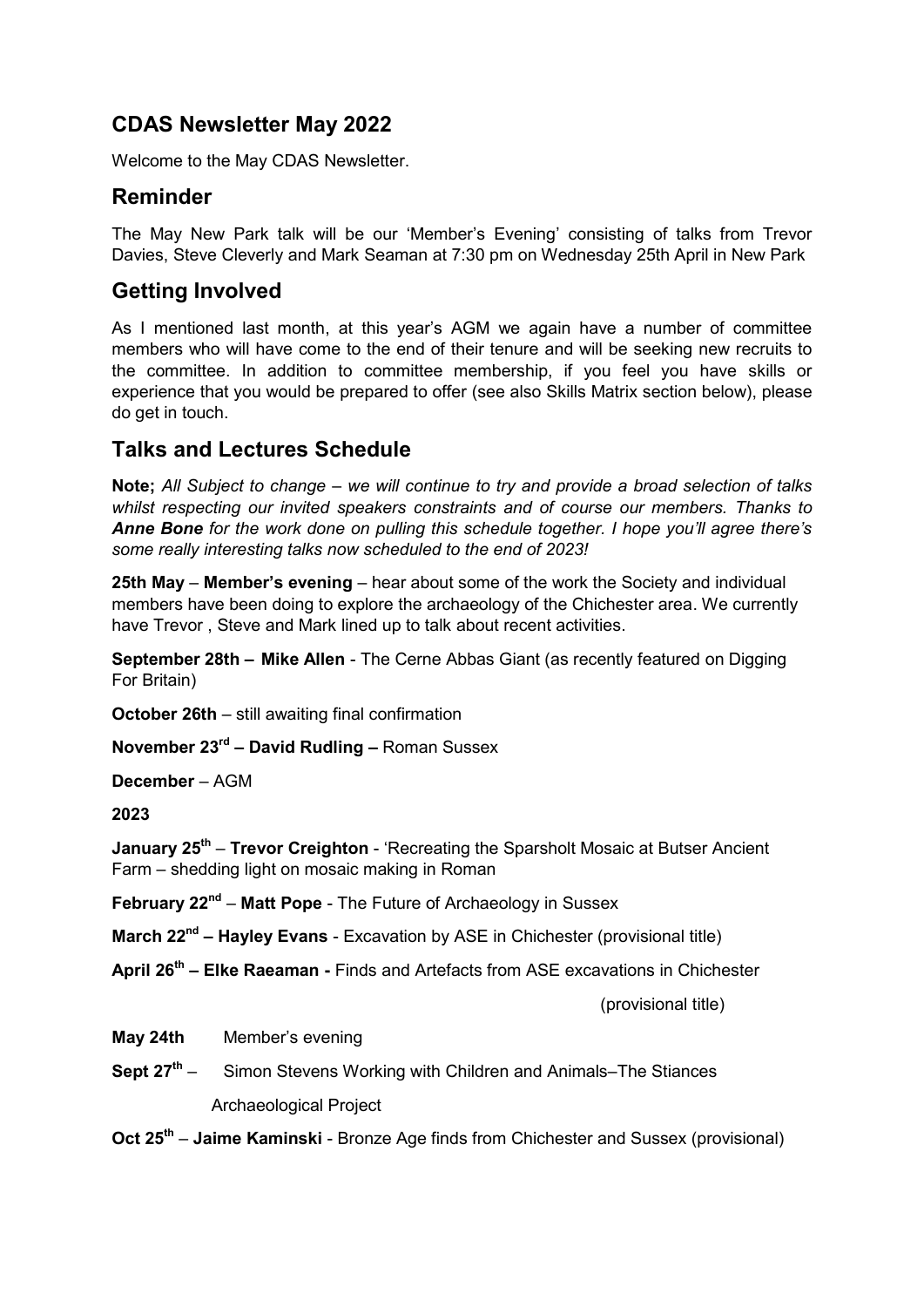## CDAS Newsletter May 2022

Welcome to the May CDAS Newsletter.

## Reminder

The May New Park talk will be our 'Member's Evening' consisting of talks from Trevor Davies, Steve Cleverly and Mark Seaman at 7:30 pm on Wednesday 25th April in New Park

## Getting Involved

As I mentioned last month, at this year's AGM we again have a number of committee members who will have come to the end of their tenure and will be seeking new recruits to the committee. In addition to committee membership, if you feel you have skills or experience that you would be prepared to offer (see also Skills Matrix section below), please do get in touch.

## Talks and Lectures Schedule

**Note;** *All Subject to change – we will continue to try and provide a broad selection of talks whilst respecting our invited speakers constraints and of course our members. Thanks to **Anne Bone** for the work done on pulling this schedule together. I hope you'll agree there's some really interesting talks now scheduled to the end of 2023!*

**25th May** – **Member's evening** – hear about some of the work the Society and individual members have been doing to explore the archaeology of the Chichester area. We currently have Trevor , Steve and Mark lined up to talk about recent activities.

**September 28th – Mike Allen** - The Cerne Abbas Giant (as recently featured on Digging For Britain)

**October 26th** – still awaiting final confirmation

**November 23rd – David Rudling –** Roman Sussex

**December** – AGM

**2023**

**January 25th** – **Trevor Creighton** - 'Recreating the Sparsholt Mosaic at Butser Ancient Farm – shedding light on mosaic making in Roman

**February 22nd** – **Matt Pope** - The Future of Archaeology in Sussex

**March 22nd – Hayley Evans** - Excavation by ASE in Chichester (provisional title)

**April 26th – Elke Raeaman -** Finds and Artefacts from ASE excavations in Chichester (provisional title)

**May 24th** Member's evening

**Sept 27th** – Simon Stevens Working with Children and Animals–The Stiances Archaeological Project

**Oct 25th** – **Jaime Kaminski** - Bronze Age finds from Chichester and Sussex (provisional)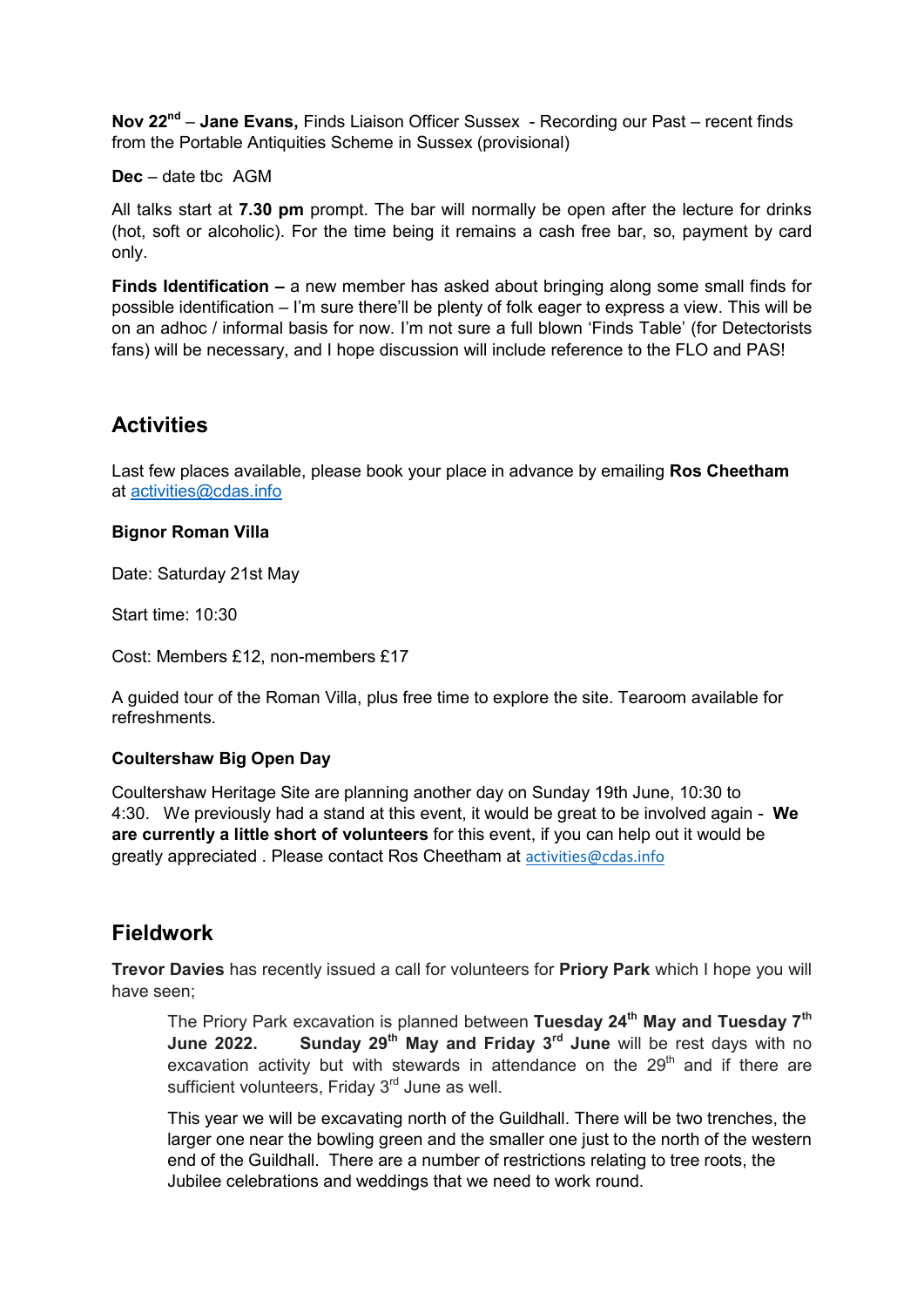**Nov 22nd** – **Jane Evans,** Finds Liaison Officer Sussex - Recording our Past – recent finds from the Portable Antiquities Scheme in Sussex (provisional)

**Dec** – date tbc AGM

All talks start at **7.30 pm** prompt. The bar will normally be open after the lecture for drinks (hot, soft or alcoholic). For the time being it remains a cash free bar, so, payment by card only.

**Finds Identification –** a new member has asked about bringing along some small finds for possible identification – I'm sure there'll be plenty of folk eager to express a view. This will be on an adhoc / informal basis for now. I'm not sure a full blown 'Finds Table' (for Detectorists fans) will be necessary, and I hope discussion will include reference to the FLO and PAS!

## Activities

Last few places available, please book your place in advance by emailing **Ros Cheetham** at activities@cdas.info

**Bignor Roman Villa**

Date: Saturday 21st May

Start time: 10:30

Cost: Members £12, non-members £17

A guided tour of the Roman Villa, plus free time to explore the site. Tearoom available for refreshments.

**Coultershaw Big Open Day**

Coultershaw Heritage Site are planning another day on Sunday 19th June, 10:30 to 4:30. We previously had a stand at this event, it would be great to be involved again - **We are currently a little short of volunteers** for this event, if you can help out it would be greatly appreciated . Please contact Ros Cheetham at activities@cdas.info

## Fieldwork

**Trevor Davies** has recently issued a call for volunteers for **Priory Park** which I hope you will have seen;

> The Priory Park excavation is planned between **Tuesday 24th May and Tuesday 7th June 2022.** **Sunday 29th May and Friday 3rd June** will be rest days with no excavation activity but with stewards in attendance on the 29th and if there are sufficient volunteers, Friday 3rd June as well.
>
> This year we will be excavating north of the Guildhall. There will be two trenches, the larger one near the bowling green and the smaller one just to the north of the western end of the Guildhall. There are a number of restrictions relating to tree roots, the Jubilee celebrations and weddings that we need to work round.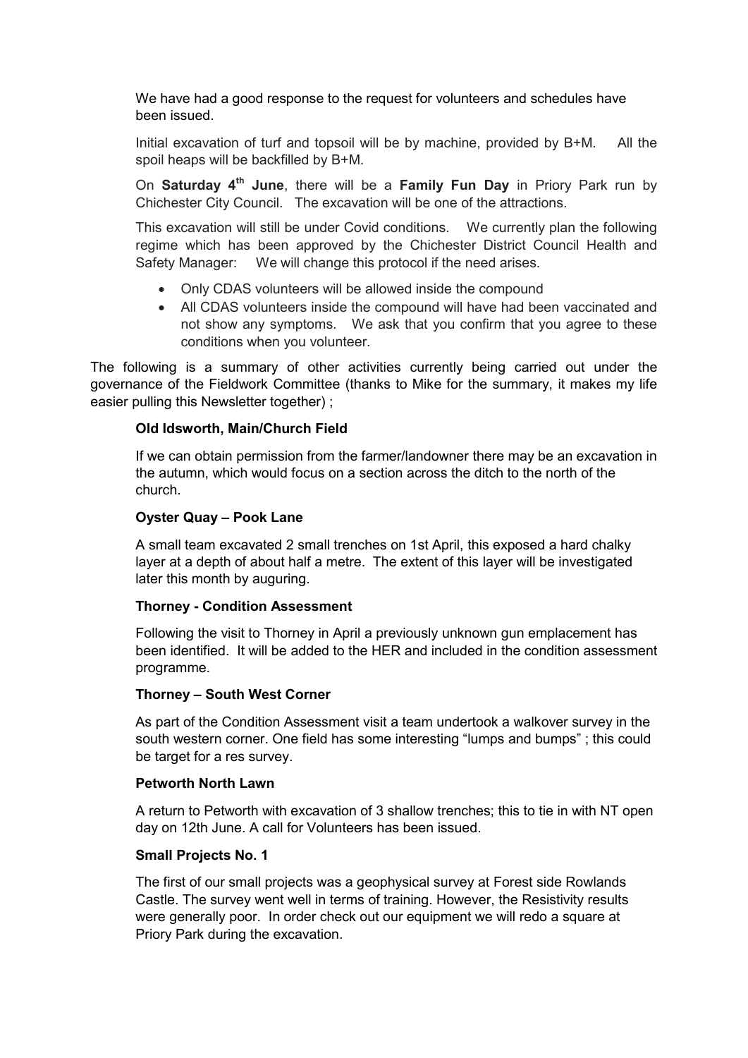We have had a good response to the request for volunteers and schedules have been issued.

Initial excavation of turf and topsoil will be by machine, provided by B+M. All the spoil heaps will be backfilled by B+M.

On **Saturday 4th June**, there will be a **Family Fun Day** in Priory Park run by Chichester City Council. The excavation will be one of the attractions.

This excavation will still be under Covid conditions. We currently plan the following regime which has been approved by the Chichester District Council Health and Safety Manager: We will change this protocol if the need arises.

- Only CDAS volunteers will be allowed inside the compound
- All CDAS volunteers inside the compound will have had been vaccinated and not show any symptoms. We ask that you confirm that you agree to these conditions when you volunteer.

The following is a summary of other activities currently being carried out under the governance of the Fieldwork Committee (thanks to Mike for the summary, it makes my life easier pulling this Newsletter together) ;

**Old Idsworth, Main/Church Field**

If we can obtain permission from the farmer/landowner there may be an excavation in the autumn, which would focus on a section across the ditch to the north of the church.

**Oyster Quay – Pook Lane**

A small team excavated 2 small trenches on 1st April, this exposed a hard chalky layer at a depth of about half a metre. The extent of this layer will be investigated later this month by auguring.

**Thorney - Condition Assessment**

Following the visit to Thorney in April a previously unknown gun emplacement has been identified. It will be added to the HER and included in the condition assessment programme.

**Thorney – South West Corner**

As part of the Condition Assessment visit a team undertook a walkover survey in the south western corner. One field has some interesting "lumps and bumps" ; this could be target for a res survey.

**Petworth North Lawn**

A return to Petworth with excavation of 3 shallow trenches; this to tie in with NT open day on 12th June. A call for Volunteers has been issued.

**Small Projects No. 1**

The first of our small projects was a geophysical survey at Forest side Rowlands Castle. The survey went well in terms of training. However, the Resistivity results were generally poor. In order check out our equipment we will redo a square at Priory Park during the excavation.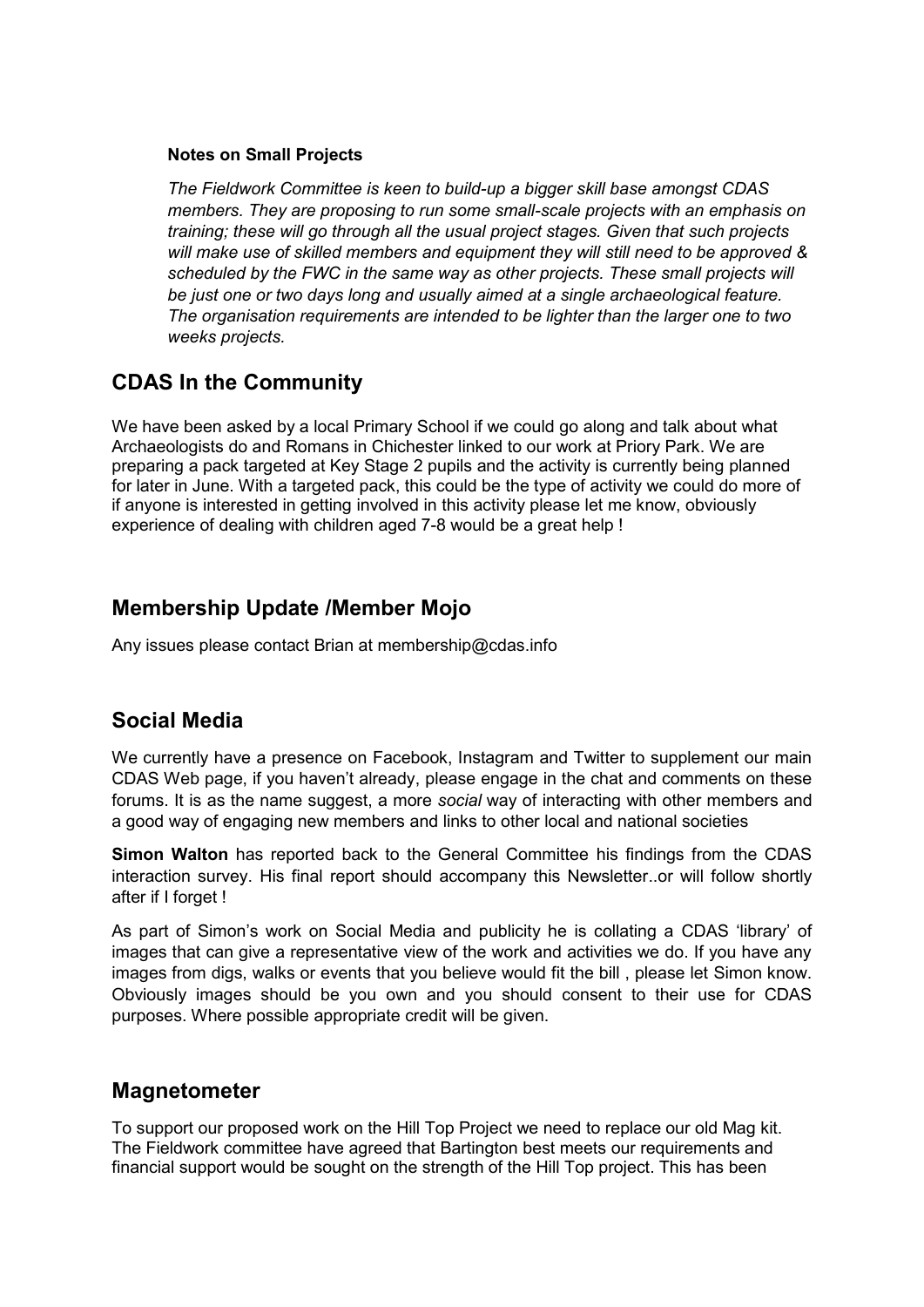**Notes on Small Projects**

*The Fieldwork Committee is keen to build-up a bigger skill base amongst CDAS members. They are proposing to run some small-scale projects with an emphasis on training; these will go through all the usual project stages. Given that such projects will make use of skilled members and equipment they will still need to be approved & scheduled by the FWC in the same way as other projects. These small projects will be just one or two days long and usually aimed at a single archaeological feature. The organisation requirements are intended to be lighter than the larger one to two weeks projects.*

## CDAS In the Community

We have been asked by a local Primary School if we could go along and talk about what Archaeologists do and Romans in Chichester linked to our work at Priory Park. We are preparing a pack targeted at Key Stage 2 pupils and the activity is currently being planned for later in June. With a targeted pack, this could be the type of activity we could do more of if anyone is interested in getting involved in this activity please let me know, obviously experience of dealing with children aged 7-8 would be a great help !

## Membership Update /Member Mojo

Any issues please contact Brian at membership@cdas.info

## Social Media

We currently have a presence on Facebook, Instagram and Twitter to supplement our main CDAS Web page, if you haven't already, please engage in the chat and comments on these forums. It is as the name suggest, a more *social* way of interacting with other members and a good way of engaging new members and links to other local and national societies

**Simon Walton** has reported back to the General Committee his findings from the CDAS interaction survey. His final report should accompany this Newsletter..or will follow shortly after if I forget !

As part of Simon's work on Social Media and publicity he is collating a CDAS 'library' of images that can give a representative view of the work and activities we do. If you have any images from digs, walks or events that you believe would fit the bill , please let Simon know. Obviously images should be you own and you should consent to their use for CDAS purposes. Where possible appropriate credit will be given.

## Magnetometer

To support our proposed work on the Hill Top Project we need to replace our old Mag kit. The Fieldwork committee have agreed that Bartington best meets our requirements and financial support would be sought on the strength of the Hill Top project. This has been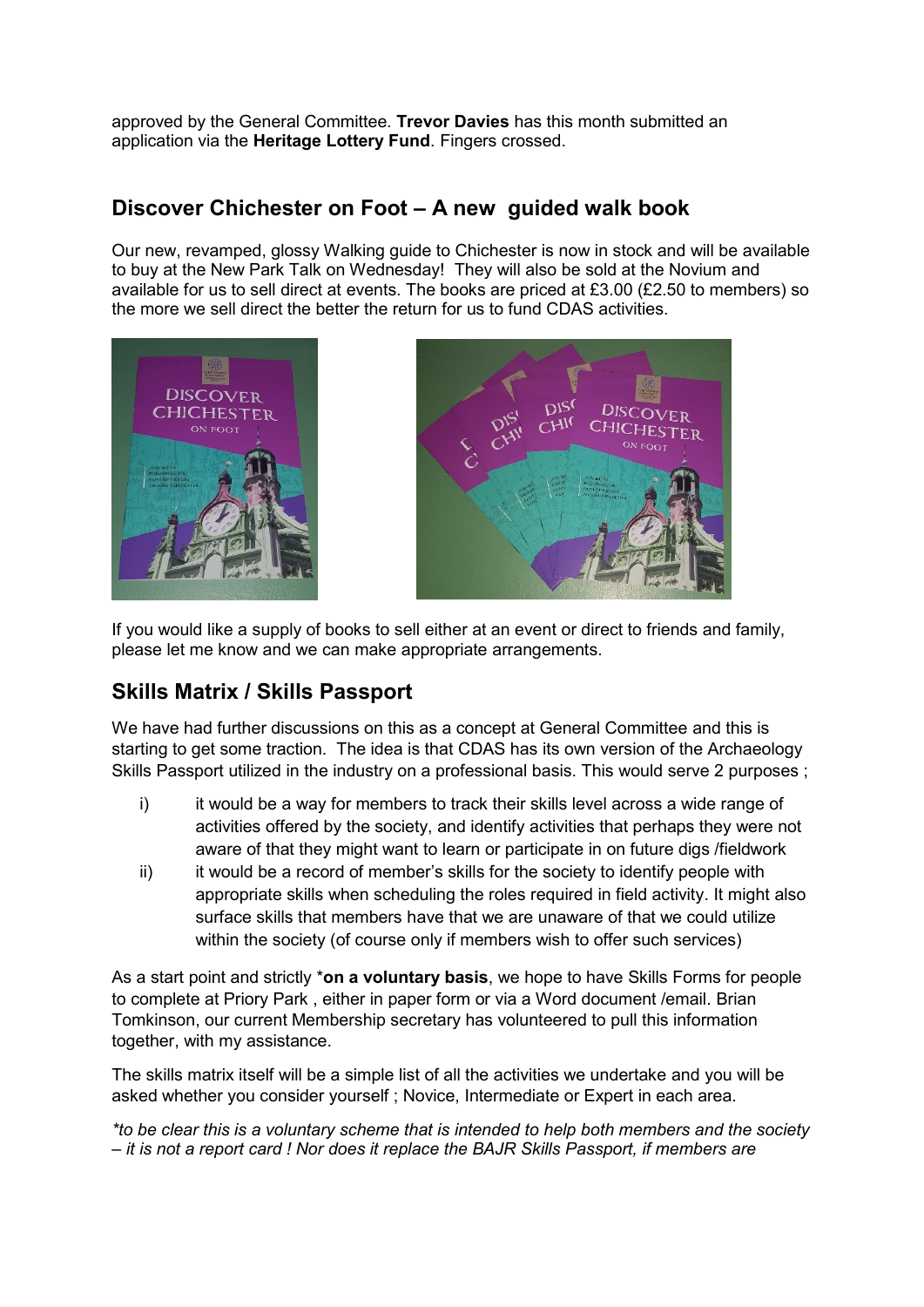approved by the General Committee. **Trevor Davies** has this month submitted an application via the **Heritage Lottery Fund**. Fingers crossed.

## Discover Chichester on Foot – A new guided walk book

Our new, revamped, glossy Walking guide to Chichester is now in stock and will be available to buy at the New Park Talk on Wednesday! They will also be sold at the Novium and available for us to sell direct at events. The books are priced at £3.00 (£2.50 to members) so the more we sell direct the better the return for us to fund CDAS activities.

If you would like a supply of books to sell either at an event or direct to friends and family, please let me know and we can make appropriate arrangements.

## Skills Matrix / Skills Passport

We have had further discussions on this as a concept at General Committee and this is starting to get some traction. The idea is that CDAS has its own version of the Archaeology Skills Passport utilized in the industry on a professional basis. This would serve 2 purposes ;

i) it would be a way for members to track their skills level across a wide range of activities offered by the society, and identify activities that perhaps they were not aware of that they might want to learn or participate in on future digs /fieldwork

ii) it would be a record of member's skills for the society to identify people with appropriate skills when scheduling the roles required in field activity. It might also surface skills that members have that we are unaware of that we could utilize within the society (of course only if members wish to offer such services)

As a start point and strictly ***on a voluntary basis**, we hope to have Skills Forms for people to complete at Priory Park , either in paper form or via a Word document /email. Brian Tomkinson, our current Membership secretary has volunteered to pull this information together, with my assistance.

The skills matrix itself will be a simple list of all the activities we undertake and you will be asked whether you consider yourself ; Novice, Intermediate or Expert in each area.

*\*to be clear this is a voluntary scheme that is intended to help both members and the society – it is not a report card ! Nor does it replace the BAJR Skills Passport, if members are*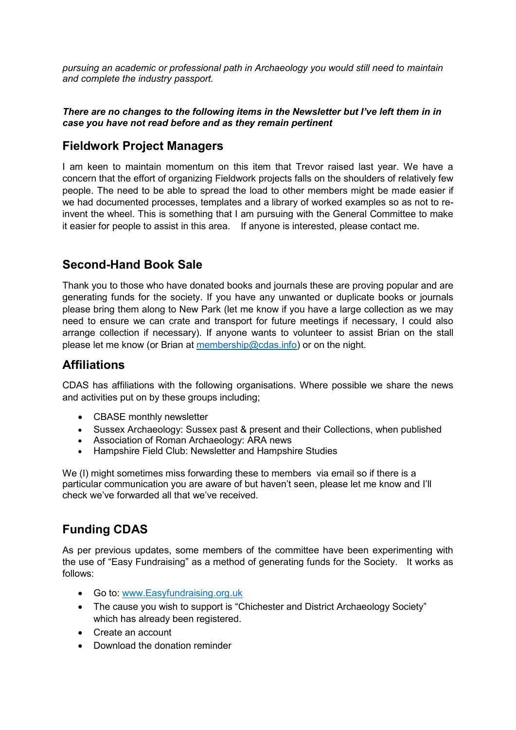*pursuing an academic or professional path in Archaeology you would still need to maintain and complete the industry passport.*

***There are no changes to the following items in the Newsletter but I've left them in in case you have not read before and as they remain pertinent***

## Fieldwork Project Managers

I am keen to maintain momentum on this item that Trevor raised last year. We have a concern that the effort of organizing Fieldwork projects falls on the shoulders of relatively few people. The need to be able to spread the load to other members might be made easier if we had documented processes, templates and a library of worked examples so as not to re-invent the wheel. This is something that I am pursuing with the General Committee to make it easier for people to assist in this area. If anyone is interested, please contact me.

## Second-Hand Book Sale

Thank you to those who have donated books and journals these are proving popular and are generating funds for the society. If you have any unwanted or duplicate books or journals please bring them along to New Park (let me know if you have a large collection as we may need to ensure we can crate and transport for future meetings if necessary, I could also arrange collection if necessary). If anyone wants to volunteer to assist Brian on the stall please let me know (or Brian at membership@cdas.info) or on the night.

## Affiliations

CDAS has affiliations with the following organisations. Where possible we share the news and activities put on by these groups including;

- CBASE monthly newsletter
- Sussex Archaeology: Sussex past & present and their Collections, when published
- Association of Roman Archaeology: ARA news
- Hampshire Field Club: Newsletter and Hampshire Studies

We (I) might sometimes miss forwarding these to members via email so if there is a particular communication you are aware of but haven't seen, please let me know and I'll check we've forwarded all that we've received.

## Funding CDAS

As per previous updates, some members of the committee have been experimenting with the use of "Easy Fundraising" as a method of generating funds for the Society. It works as follows:

- Go to: www.Easyfundraising.org.uk
- The cause you wish to support is "Chichester and District Archaeology Society" which has already been registered.
- Create an account
- Download the donation reminder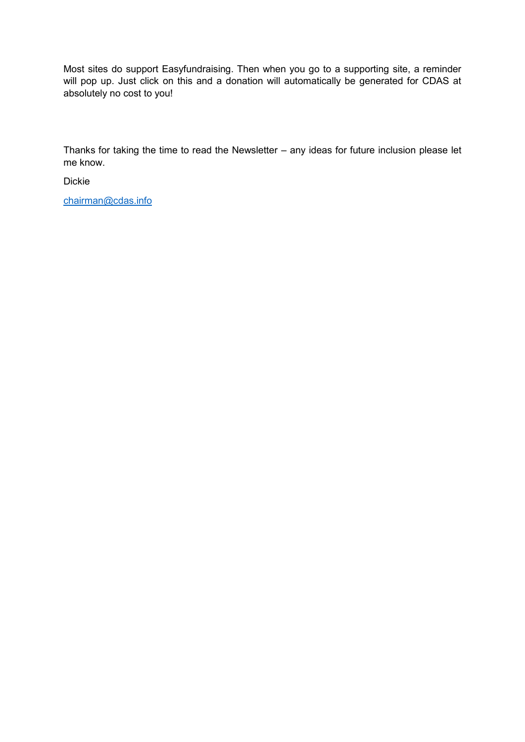Most sites do support Easyfundraising. Then when you go to a supporting site, a reminder will pop up. Just click on this and a donation will automatically be generated for CDAS at absolutely no cost to you!

Thanks for taking the time to read the Newsletter – any ideas for future inclusion please let me know.

Dickie

chairman@cdas.info